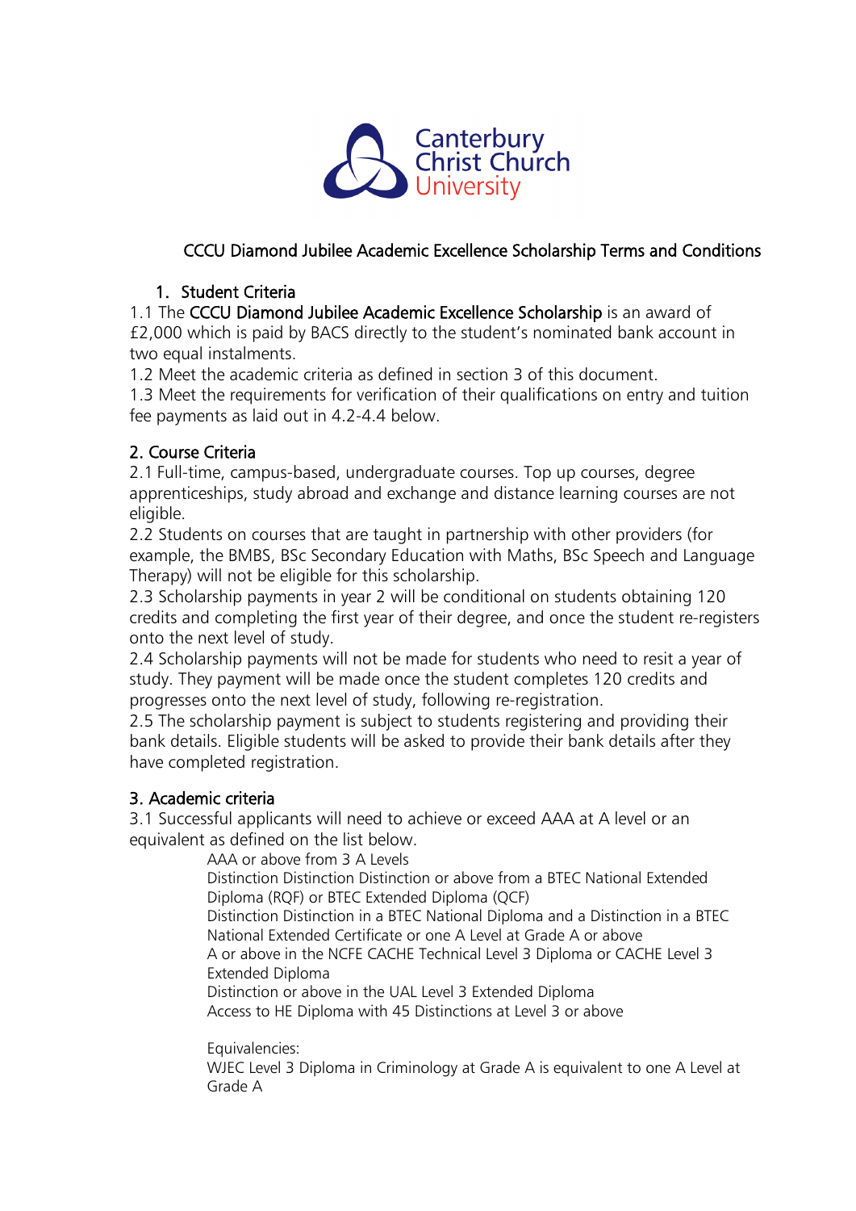Canterbury Christ Church University

# CCCU Diamond Jubilee Academic Excellence Scholarship Terms and Conditions

## 1. Student Criteria

1.1 The **CCCU Diamond Jubilee Academic Excellence Scholarship** is an award of £2,000 which is paid by BACS directly to the student's nominated bank account in two equal instalments.

1.2 Meet the academic criteria as defined in section 3 of this document.

1.3 Meet the requirements for verification of their qualifications on entry and tuition fee payments as laid out in 4.2-4.4 below.

## 2. Course Criteria

2.1 Full-time, campus-based, undergraduate courses. Top up courses, degree apprenticeships, study abroad and exchange and distance learning courses are not eligible.

2.2 Students on courses that are taught in partnership with other providers (for example, the BMBS, BSc Secondary Education with Maths, BSc Speech and Language Therapy) will not be eligible for this scholarship.

2.3 Scholarship payments in year 2 will be conditional on students obtaining 120 credits and completing the first year of their degree, and once the student re-registers onto the next level of study.

2.4 Scholarship payments will not be made for students who need to resit a year of study. They payment will be made once the student completes 120 credits and progresses onto the next level of study, following re-registration.

2.5 The scholarship payment is subject to students registering and providing their bank details. Eligible students will be asked to provide their bank details after they have completed registration.

## 3. Academic criteria

3.1 Successful applicants will need to achieve or exceed AAA at A level or an equivalent as defined on the list below.

AAA or above from 3 A Levels

Distinction Distinction Distinction or above from a BTEC National Extended Diploma (RQF) or BTEC Extended Diploma (QCF)

Distinction Distinction in a BTEC National Diploma and a Distinction in a BTEC National Extended Certificate or one A Level at Grade A or above

A or above in the NCFE CACHE Technical Level 3 Diploma or CACHE Level 3 Extended Diploma

Distinction or above in the UAL Level 3 Extended Diploma

Access to HE Diploma with 45 Distinctions at Level 3 or above

Equivalencies:

WJEC Level 3 Diploma in Criminology at Grade A is equivalent to one A Level at Grade A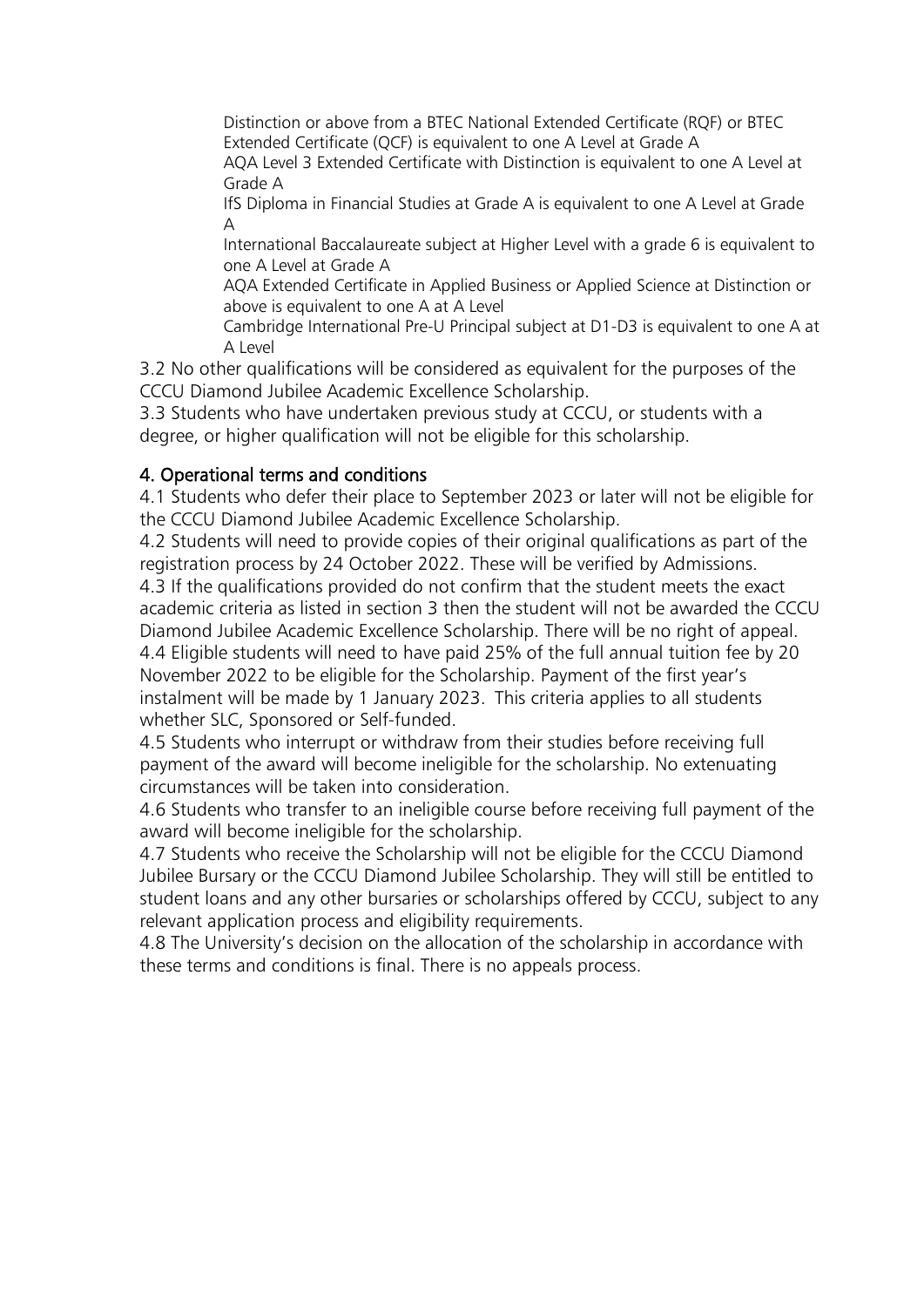Distinction or above from a BTEC National Extended Certificate (RQF) or BTEC Extended Certificate (QCF) is equivalent to one A Level at Grade A

AQA Level 3 Extended Certificate with Distinction is equivalent to one A Level at Grade A

IfS Diploma in Financial Studies at Grade A is equivalent to one A Level at Grade A

International Baccalaureate subject at Higher Level with a grade 6 is equivalent to one A Level at Grade A

AQA Extended Certificate in Applied Business or Applied Science at Distinction or above is equivalent to one A at A Level

Cambridge International Pre-U Principal subject at D1-D3 is equivalent to one A at A Level

3.2 No other qualifications will be considered as equivalent for the purposes of the CCCU Diamond Jubilee Academic Excellence Scholarship.

3.3 Students who have undertaken previous study at CCCU, or students with a degree, or higher qualification will not be eligible for this scholarship.

## 4. Operational terms and conditions

4.1 Students who defer their place to September 2023 or later will not be eligible for the CCCU Diamond Jubilee Academic Excellence Scholarship.

4.2 Students will need to provide copies of their original qualifications as part of the registration process by 24 October 2022. These will be verified by Admissions.

4.3 If the qualifications provided do not confirm that the student meets the exact academic criteria as listed in section 3 then the student will not be awarded the CCCU Diamond Jubilee Academic Excellence Scholarship. There will be no right of appeal.

4.4 Eligible students will need to have paid 25% of the full annual tuition fee by 20 November 2022 to be eligible for the Scholarship. Payment of the first year's instalment will be made by 1 January 2023. This criteria applies to all students whether SLC, Sponsored or Self-funded.

4.5 Students who interrupt or withdraw from their studies before receiving full payment of the award will become ineligible for the scholarship. No extenuating circumstances will be taken into consideration.

4.6 Students who transfer to an ineligible course before receiving full payment of the award will become ineligible for the scholarship.

4.7 Students who receive the Scholarship will not be eligible for the CCCU Diamond Jubilee Bursary or the CCCU Diamond Jubilee Scholarship. They will still be entitled to student loans and any other bursaries or scholarships offered by CCCU, subject to any relevant application process and eligibility requirements.

4.8 The University's decision on the allocation of the scholarship in accordance with these terms and conditions is final. There is no appeals process.